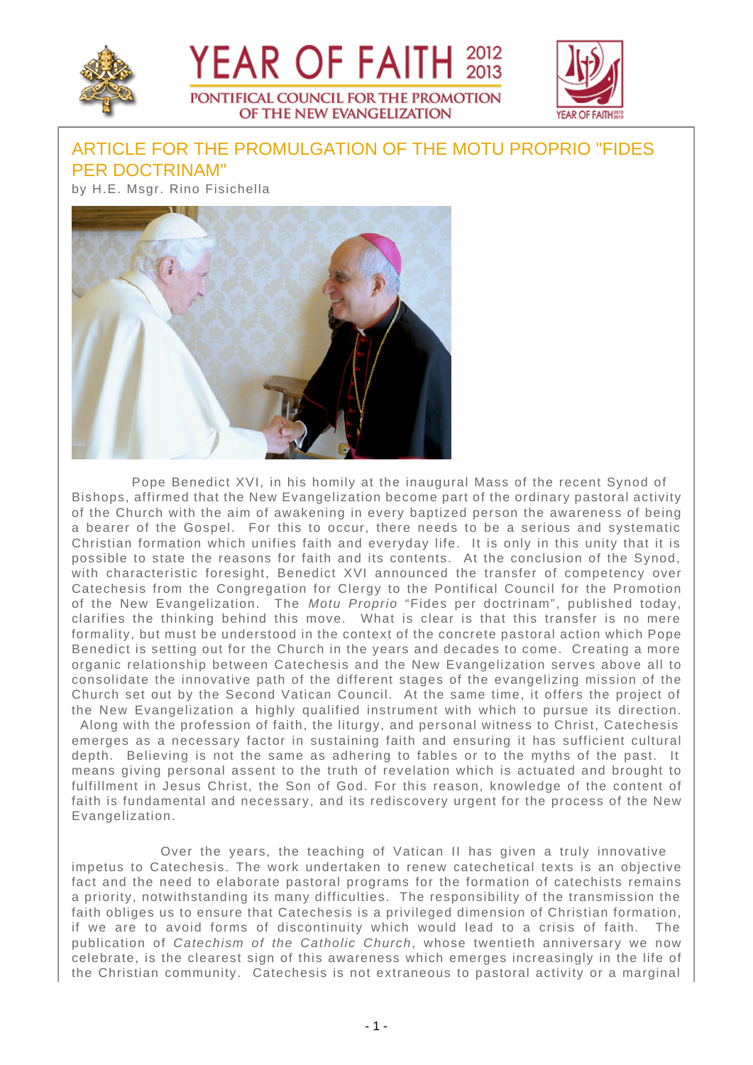# YEAR OF FAITH 2012 2013

PONTIFICAL COUNCIL FOR THE PROMOTION OF THE NEW EVANGELIZATION

## ARTICLE FOR THE PROMULGATION OF THE MOTU PROPRIO "FIDES PER DOCTRINAM"

by H.E. Msgr. Rino Fisichella

Pope Benedict XVI, in his homily at the inaugural Mass of the recent Synod of Bishops, affirmed that the New Evangelization become part of the ordinary pastoral activity of the Church with the aim of awakening in every baptized person the awareness of being a bearer of the Gospel. For this to occur, there needs to be a serious and systematic Christian formation which unifies faith and everyday life. It is only in this unity that it is possible to state the reasons for faith and its contents. At the conclusion of the Synod, with characteristic foresight, Benedict XVI announced the transfer of competency over Catechesis from the Congregation for Clergy to the Pontifical Council for the Promotion of the New Evangelization. The *Motu Proprio* "Fides per doctrinam", published today, clarifies the thinking behind this move. What is clear is that this transfer is no mere formality, but must be understood in the context of the concrete pastoral action which Pope Benedict is setting out for the Church in the years and decades to come. Creating a more organic relationship between Catechesis and the New Evangelization serves above all to consolidate the innovative path of the different stages of the evangelizing mission of the Church set out by the Second Vatican Council. At the same time, it offers the project of the New Evangelization a highly qualified instrument with which to pursue its direction. Along with the profession of faith, the liturgy, and personal witness to Christ, Catechesis emerges as a necessary factor in sustaining faith and ensuring it has sufficient cultural depth. Believing is not the same as adhering to fables or to the myths of the past. It means giving personal assent to the truth of revelation which is actuated and brought to fulfillment in Jesus Christ, the Son of God. For this reason, knowledge of the content of faith is fundamental and necessary, and its rediscovery urgent for the process of the New Evangelization.

Over the years, the teaching of Vatican II has given a truly innovative impetus to Catechesis. The work undertaken to renew catechetical texts is an objective fact and the need to elaborate pastoral programs for the formation of catechists remains a priority, notwithstanding its many difficulties. The responsibility of the transmission the faith obliges us to ensure that Catechesis is a privileged dimension of Christian formation, if we are to avoid forms of discontinuity which would lead to a crisis of faith. The publication of *Catechism of the Catholic Church*, whose twentieth anniversary we now celebrate, is the clearest sign of this awareness which emerges increasingly in the life of the Christian community. Catechesis is not extraneous to pastoral activity or a marginal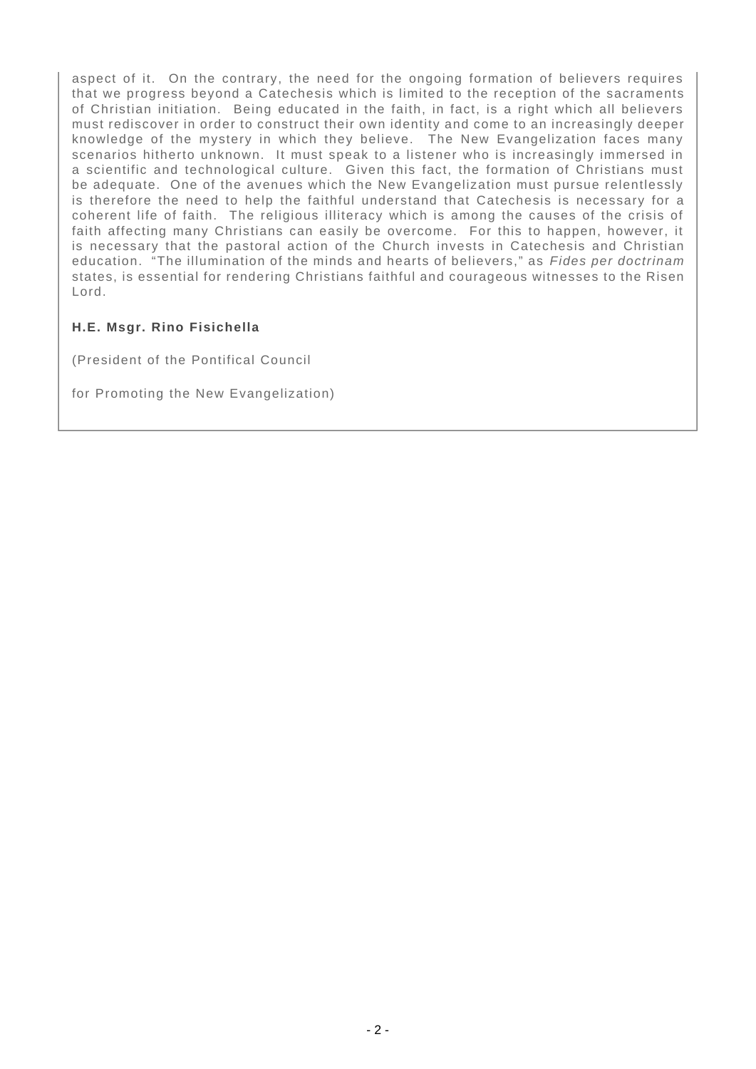aspect of it. On the contrary, the need for the ongoing formation of believers requires that we progress beyond a Catechesis which is limited to the reception of the sacraments of Christian initiation. Being educated in the faith, in fact, is a right which all believers must rediscover in order to construct their own identity and come to an increasingly deeper knowledge of the mystery in which they believe. The New Evangelization faces many scenarios hitherto unknown. It must speak to a listener who is increasingly immersed in a scientific and technological culture. Given this fact, the formation of Christians must be adequate. One of the avenues which the New Evangelization must pursue relentlessly is therefore the need to help the faithful understand that Catechesis is necessary for a coherent life of faith. The religious illiteracy which is among the causes of the crisis of faith affecting many Christians can easily be overcome. For this to happen, however, it is necessary that the pastoral action of the Church invests in Catechesis and Christian education. "The illumination of the minds and hearts of believers," as *Fides per doctrinam* states, is essential for rendering Christians faithful and courageous witnesses to the Risen Lord.

**H.E. Msgr. Rino Fisichella**

(President of the Pontifical Council

for Promoting the New Evangelization)